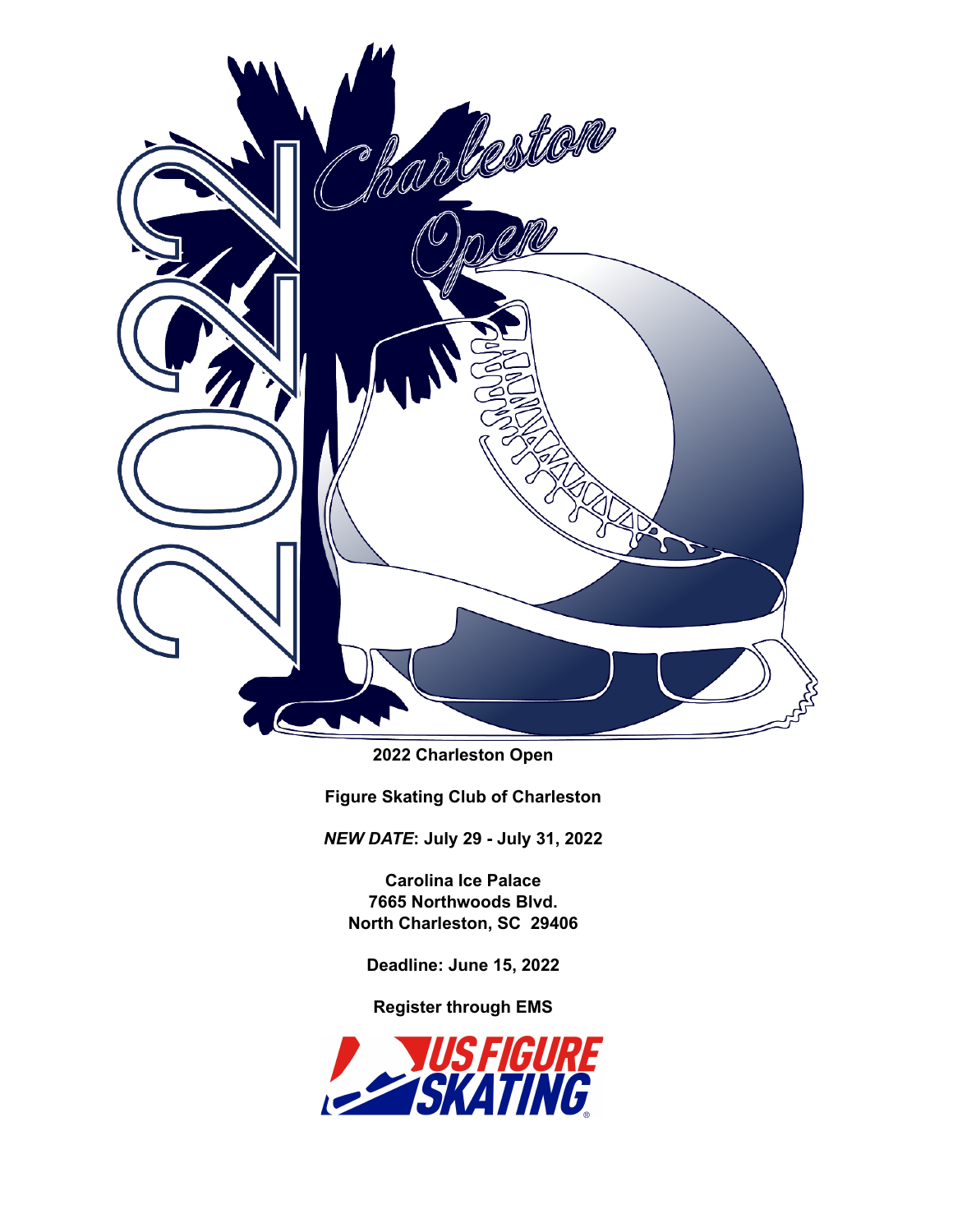**2022 Charleston Open**

**Figure Skating Club of Charleston**

***NEW DATE*: July 29 - July 31, 2022**

**Carolina Ice Palace**
**7665 Northwoods Blvd.**
**North Charleston, SC 29406**

**Deadline: June 15, 2022**

**Register through EMS**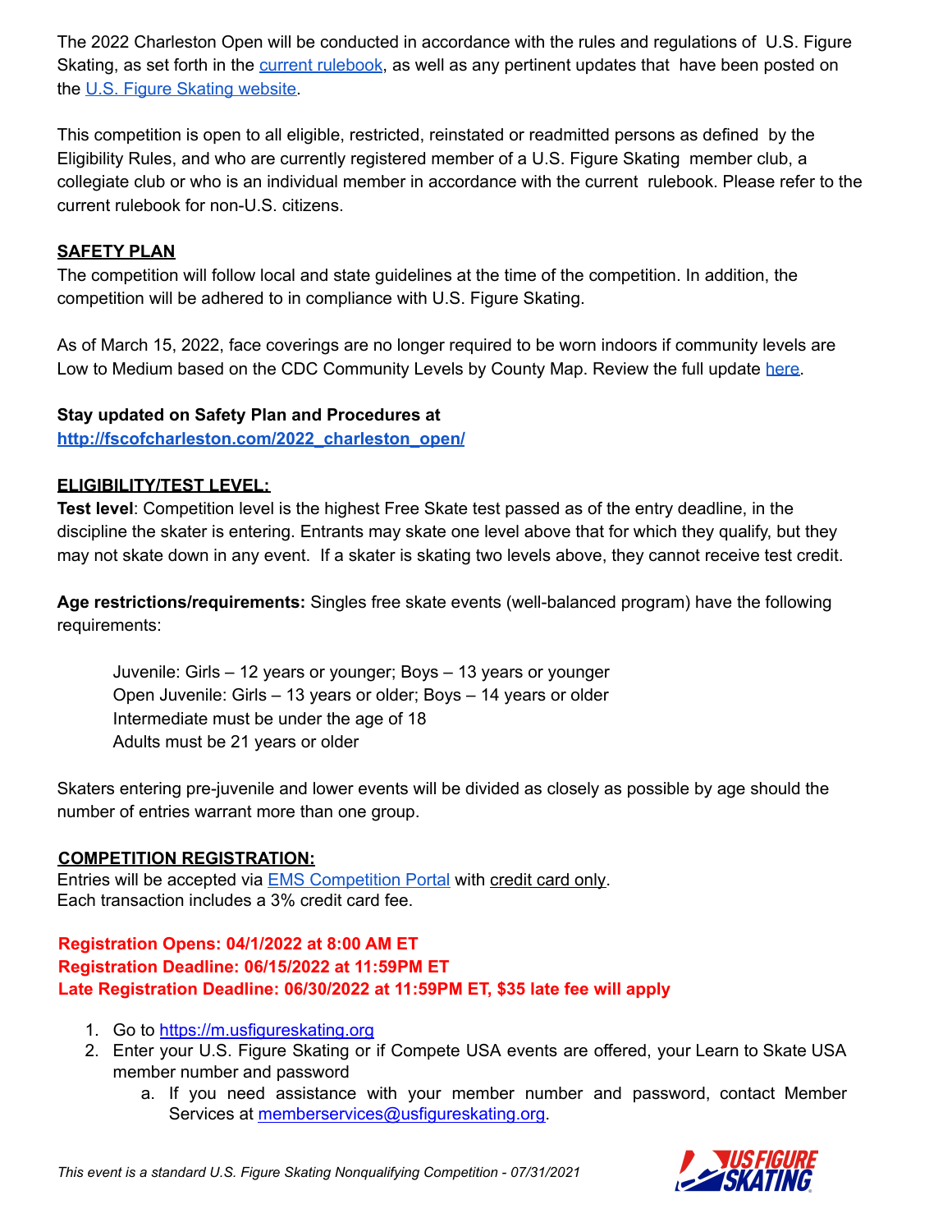The 2022 Charleston Open will be conducted in accordance with the rules and regulations of U.S. Figure Skating, as set forth in the [current rulebook](), as well as any pertinent updates that have been posted on the [U.S. Figure Skating website]().

This competition is open to all eligible, restricted, reinstated or readmitted persons as defined by the Eligibility Rules, and who are currently registered member of a U.S. Figure Skating member club, a collegiate club or who is an individual member in accordance with the current rulebook. Please refer to the current rulebook for non-U.S. citizens.

## SAFETY PLAN

The competition will follow local and state guidelines at the time of the competition. In addition, the competition will be adhered to in compliance with U.S. Figure Skating.

As of March 15, 2022, face coverings are no longer required to be worn indoors if community levels are Low to Medium based on the CDC Community Levels by County Map. Review the full update [here]().

**Stay updated on Safety Plan and Procedures at**
**http://fscofcharleston.com/2022_charleston_open/**

## ELIGIBILITY/TEST LEVEL:

**Test level**: Competition level is the highest Free Skate test passed as of the entry deadline, in the discipline the skater is entering. Entrants may skate one level above that for which they qualify, but they may not skate down in any event. If a skater is skating two levels above, they cannot receive test credit.

**Age restrictions/requirements:** Singles free skate events (well-balanced program) have the following requirements:

> Juvenile: Girls – 12 years or younger; Boys – 13 years or younger
> Open Juvenile: Girls – 13 years or older; Boys – 14 years or older
> Intermediate must be under the age of 18
> Adults must be 21 years or older

Skaters entering pre-juvenile and lower events will be divided as closely as possible by age should the number of entries warrant more than one group.

## COMPETITION REGISTRATION:

Entries will be accepted via [EMS Competition Portal]() with credit card only.
Each transaction includes a 3% credit card fee.

**Registration Opens: 04/1/2022 at 8:00 AM ET**
**Registration Deadline: 06/15/2022 at 11:59PM ET**
**Late Registration Deadline: 06/30/2022 at 11:59PM ET, $35 late fee will apply**

1. Go to https://m.usfigureskating.org
2. Enter your U.S. Figure Skating or if Compete USA events are offered, your Learn to Skate USA member number and password
   a. If you need assistance with your member number and password, contact Member Services at memberservices@usfigureskating.org.

*This event is a standard U.S. Figure Skating Nonqualifying Competition - 07/31/2021*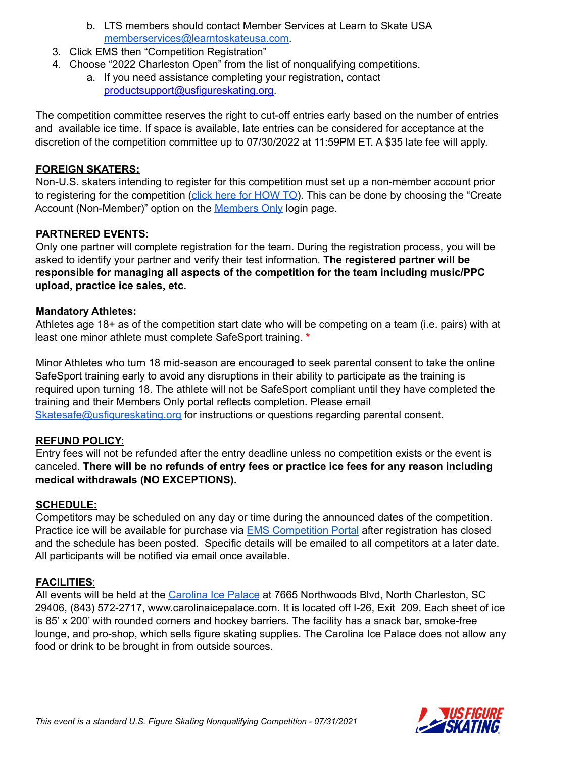b. LTS members should contact Member Services at Learn to Skate USA [memberservices@learntoskateusa.com](mailto:memberservices@learntoskateusa.com).
3. Click EMS then "Competition Registration"
4. Choose "2022 Charleston Open" from the list of nonqualifying competitions.
   a. If you need assistance completing your registration, contact [productsupport@usfigureskating.org](mailto:productsupport@usfigureskating.org).

The competition committee reserves the right to cut-off entries early based on the number of entries and available ice time. If space is available, late entries can be considered for acceptance at the discretion of the competition committee up to 07/30/2022 at 11:59PM ET. A $35 late fee will apply.

**FOREIGN SKATERS:**

Non-U.S. skaters intending to register for this competition must set up a non-member account prior to registering for the competition (click here for HOW TO). This can be done by choosing the "Create Account (Non-Member)" option on the Members Only login page.

**PARTNERED EVENTS:**

Only one partner will complete registration for the team. During the registration process, you will be asked to identify your partner and verify their test information. **The registered partner will be responsible for managing all aspects of the competition for the team including music/PPC upload, practice ice sales, etc.**

**Mandatory Athletes:**

Athletes age 18+ as of the competition start date who will be competing on a team (i.e. pairs) with at least one minor athlete must complete SafeSport training. *

Minor Athletes who turn 18 mid-season are encouraged to seek parental consent to take the online SafeSport training early to avoid any disruptions in their ability to participate as the training is required upon turning 18. The athlete will not be SafeSport compliant until they have completed the training and their Members Only portal reflects completion. Please email [Skatesafe@usfigureskating.org](mailto:Skatesafe@usfigureskating.org) for instructions or questions regarding parental consent.

**REFUND POLICY:**

Entry fees will not be refunded after the entry deadline unless no competition exists or the event is canceled. **There will be no refunds of entry fees or practice ice fees for any reason including medical withdrawals (NO EXCEPTIONS).**

**SCHEDULE:**

Competitors may be scheduled on any day or time during the announced dates of the competition. Practice ice will be available for purchase via EMS Competition Portal after registration has closed and the schedule has been posted. Specific details will be emailed to all competitors at a later date. All participants will be notified via email once available.

**FACILITIES:**

All events will be held at the Carolina Ice Palace at 7665 Northwoods Blvd, North Charleston, SC 29406, (843) 572-2717, www.carolinaicepalace.com. It is located off I-26, Exit 209. Each sheet of ice is 85' x 200' with rounded corners and hockey barriers. The facility has a snack bar, smoke-free lounge, and pro-shop, which sells figure skating supplies. The Carolina Ice Palace does not allow any food or drink to be brought in from outside sources.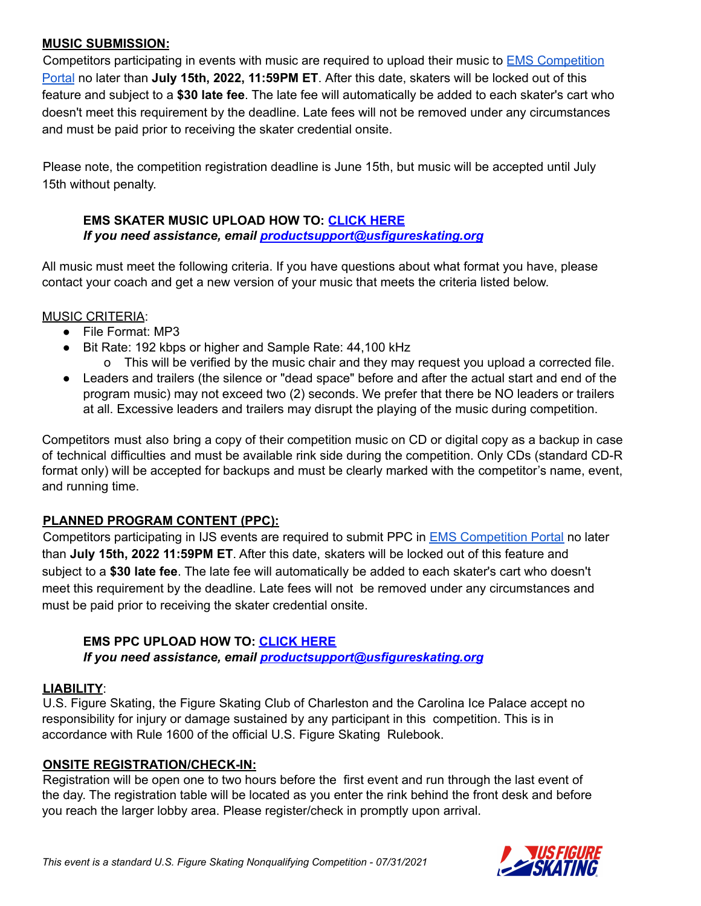## MUSIC SUBMISSION:

Competitors participating in events with music are required to upload their music to [EMS Competition Portal] no later than **July 15th, 2022, 11:59PM ET**. After this date, skaters will be locked out of this feature and subject to a **$30 late fee**. The late fee will automatically be added to each skater's cart who doesn't meet this requirement by the deadline. Late fees will not be removed under any circumstances and must be paid prior to receiving the skater credential onsite.

Please note, the competition registration deadline is June 15th, but music will be accepted until July 15th without penalty.

> **EMS SKATER MUSIC UPLOAD HOW TO: CLICK HERE**
> ***If you need assistance, email productsupport@usfigureskating.org***

All music must meet the following criteria. If you have questions about what format you have, please contact your coach and get a new version of your music that meets the criteria listed below.

MUSIC CRITERIA:

- File Format: MP3
- Bit Rate: 192 kbps or higher and Sample Rate: 44,100 kHz
  - This will be verified by the music chair and they may request you upload a corrected file.
- Leaders and trailers (the silence or "dead space" before and after the actual start and end of the program music) may not exceed two (2) seconds. We prefer that there be NO leaders or trailers at all. Excessive leaders and trailers may disrupt the playing of the music during competition.

Competitors must also bring a copy of their competition music on CD or digital copy as a backup in case of technical difficulties and must be available rink side during the competition. Only CDs (standard CD-R format only) will be accepted for backups and must be clearly marked with the competitor's name, event, and running time.

## PLANNED PROGRAM CONTENT (PPC):

Competitors participating in IJS events are required to submit PPC in EMS Competition Portal no later than **July 15th, 2022 11:59PM ET**. After this date, skaters will be locked out of this feature and subject to a **$30 late fee**. The late fee will automatically be added to each skater's cart who doesn't meet this requirement by the deadline. Late fees will not be removed under any circumstances and must be paid prior to receiving the skater credential onsite.

> **EMS PPC UPLOAD HOW TO: CLICK HERE**
> ***If you need assistance, email productsupport@usfigureskating.org***

## LIABILITY:

U.S. Figure Skating, the Figure Skating Club of Charleston and the Carolina Ice Palace accept no responsibility for injury or damage sustained by any participant in this competition. This is in accordance with Rule 1600 of the official U.S. Figure Skating Rulebook.

## ONSITE REGISTRATION/CHECK-IN:

Registration will be open one to two hours before the first event and run through the last event of the day. The registration table will be located as you enter the rink behind the front desk and before you reach the larger lobby area. Please register/check in promptly upon arrival.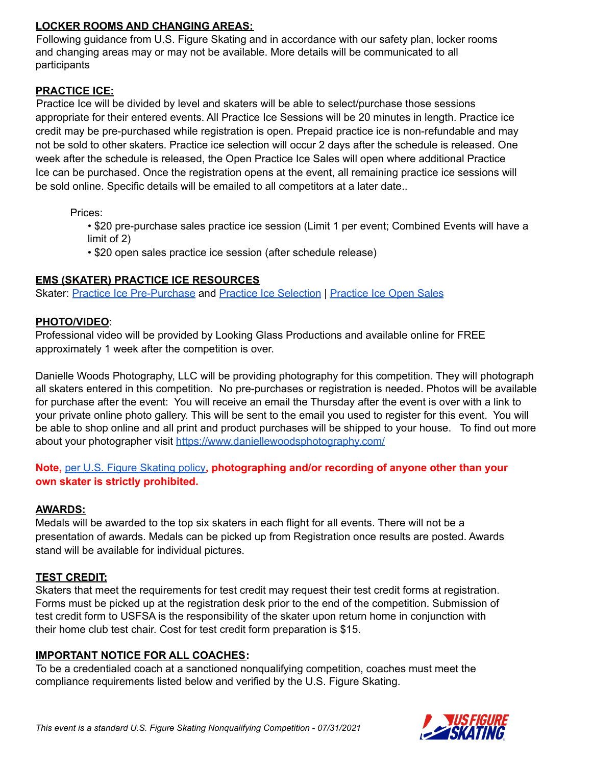**LOCKER ROOMS AND CHANGING AREAS:**

Following guidance from U.S. Figure Skating and in accordance with our safety plan, locker rooms and changing areas may or may not be available. More details will be communicated to all participants

**PRACTICE ICE:**

Practice Ice will be divided by level and skaters will be able to select/purchase those sessions appropriate for their entered events. All Practice Ice Sessions will be 20 minutes in length. Practice ice credit may be pre-purchased while registration is open. Prepaid practice ice is non-refundable and may not be sold to other skaters. Practice ice selection will occur 2 days after the schedule is released. One week after the schedule is released, the Open Practice Ice Sales will open where additional Practice Ice can be purchased. Once the registration opens at the event, all remaining practice ice sessions will be sold online. Specific details will be emailed to all competitors at a later date..

Prices:

- $20 pre-purchase sales practice ice session (Limit 1 per event; Combined Events will have a limit of 2)
- $20 open sales practice ice session (after schedule release)

**EMS (SKATER) PRACTICE ICE RESOURCES**

Skater: Practice Ice Pre-Purchase and Practice Ice Selection | Practice Ice Open Sales

**PHOTO/VIDEO**:

Professional video will be provided by Looking Glass Productions and available online for FREE approximately 1 week after the competition is over.

Danielle Woods Photography, LLC will be providing photography for this competition. They will photograph all skaters entered in this competition. No pre-purchases or registration is needed. Photos will be available for purchase after the event: You will receive an email the Thursday after the event is over with a link to your private online photo gallery. This will be sent to the email you used to register for this event. You will be able to shop online and all print and product purchases will be shipped to your house. To find out more about your photographer visit https://www.daniellewoodsphotography.com/

**Note,** per U.S. Figure Skating policy**, photographing and/or recording of anyone other than your own skater is strictly prohibited.**

**AWARDS:**

Medals will be awarded to the top six skaters in each flight for all events. There will not be a presentation of awards. Medals can be picked up from Registration once results are posted. Awards stand will be available for individual pictures.

**TEST CREDIT:**

Skaters that meet the requirements for test credit may request their test credit forms at registration. Forms must be picked up at the registration desk prior to the end of the competition. Submission of test credit form to USFSA is the responsibility of the skater upon return home in conjunction with their home club test chair. Cost for test credit form preparation is $15.

**IMPORTANT NOTICE FOR ALL COACHES:**

To be a credentialed coach at a sanctioned nonqualifying competition, coaches must meet the compliance requirements listed below and verified by the U.S. Figure Skating.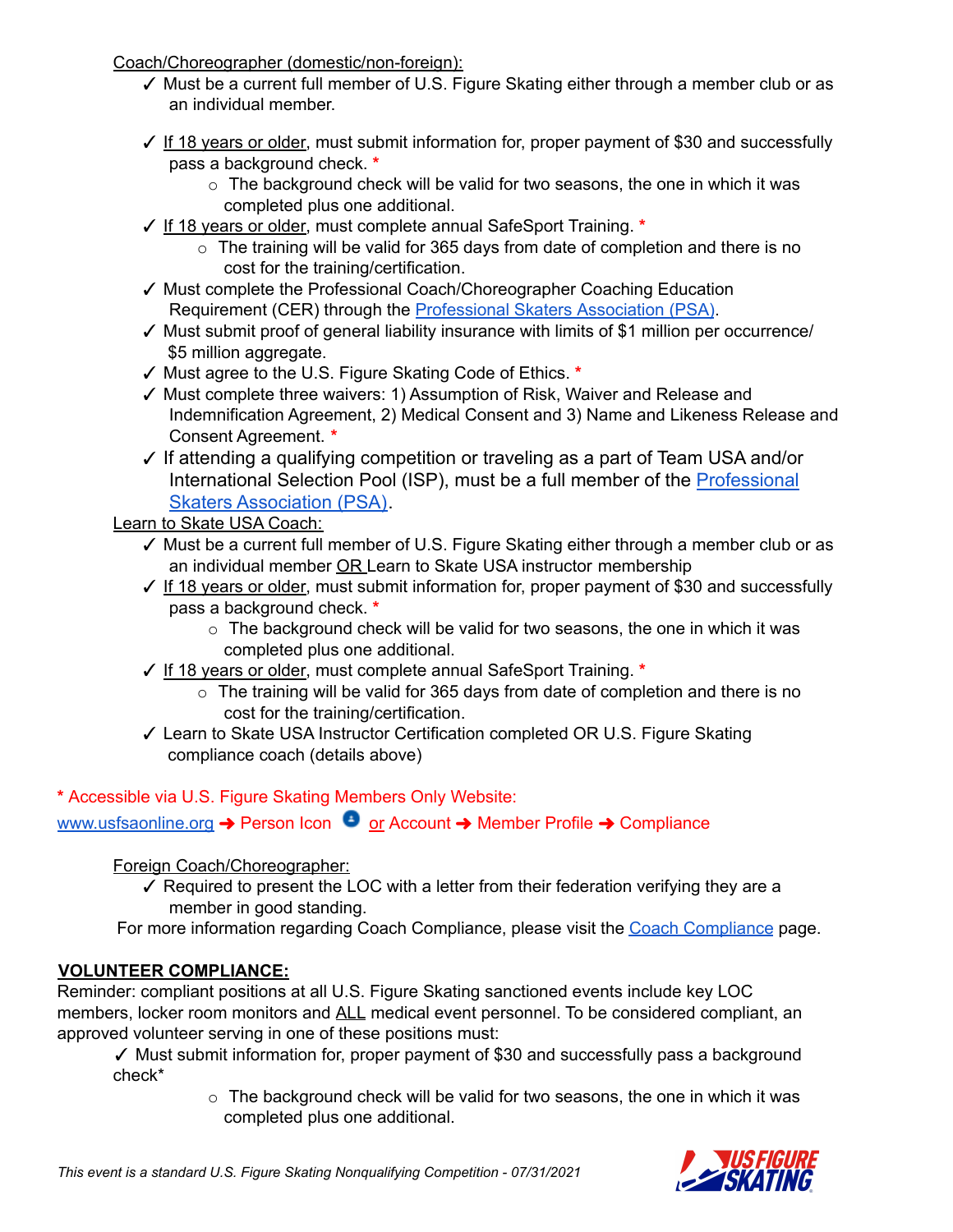Coach/Choreographer (domestic/non-foreign):

- ✓ Must be a current full member of U.S. Figure Skating either through a member club or as an individual member.
- ✓ If 18 years or older, must submit information for, proper payment of $30 and successfully pass a background check. *
  - The background check will be valid for two seasons, the one in which it was completed plus one additional.
- ✓ If 18 years or older, must complete annual SafeSport Training. *
  - The training will be valid for 365 days from date of completion and there is no cost for the training/certification.
- ✓ Must complete the Professional Coach/Choreographer Coaching Education Requirement (CER) through the Professional Skaters Association (PSA).
- ✓ Must submit proof of general liability insurance with limits of $1 million per occurrence/ $5 million aggregate.
- ✓ Must agree to the U.S. Figure Skating Code of Ethics. *
- ✓ Must complete three waivers: 1) Assumption of Risk, Waiver and Release and Indemnification Agreement, 2) Medical Consent and 3) Name and Likeness Release and Consent Agreement. *
- ✓ If attending a qualifying competition or traveling as a part of Team USA and/or International Selection Pool (ISP), must be a full member of the Professional Skaters Association (PSA).

Learn to Skate USA Coach:

- ✓ Must be a current full member of U.S. Figure Skating either through a member club or as an individual member OR Learn to Skate USA instructor membership
- ✓ If 18 years or older, must submit information for, proper payment of $30 and successfully pass a background check. *
  - The background check will be valid for two seasons, the one in which it was completed plus one additional.
- ✓ If 18 years or older, must complete annual SafeSport Training. *
  - The training will be valid for 365 days from date of completion and there is no cost for the training/certification.
- ✓ Learn to Skate USA Instructor Certification completed OR U.S. Figure Skating compliance coach (details above)

\* Accessible via U.S. Figure Skating Members Only Website:
www.usfsaonline.org ➔ Person Icon or Account ➔ Member Profile ➔ Compliance

Foreign Coach/Choreographer:

- ✓ Required to present the LOC with a letter from their federation verifying they are a member in good standing.

For more information regarding Coach Compliance, please visit the Coach Compliance page.

**VOLUNTEER COMPLIANCE:**

Reminder: compliant positions at all U.S. Figure Skating sanctioned events include key LOC members, locker room monitors and ALL medical event personnel. To be considered compliant, an approved volunteer serving in one of these positions must:

- ✓ Must submit information for, proper payment of $30 and successfully pass a background check*
  - The background check will be valid for two seasons, the one in which it was completed plus one additional.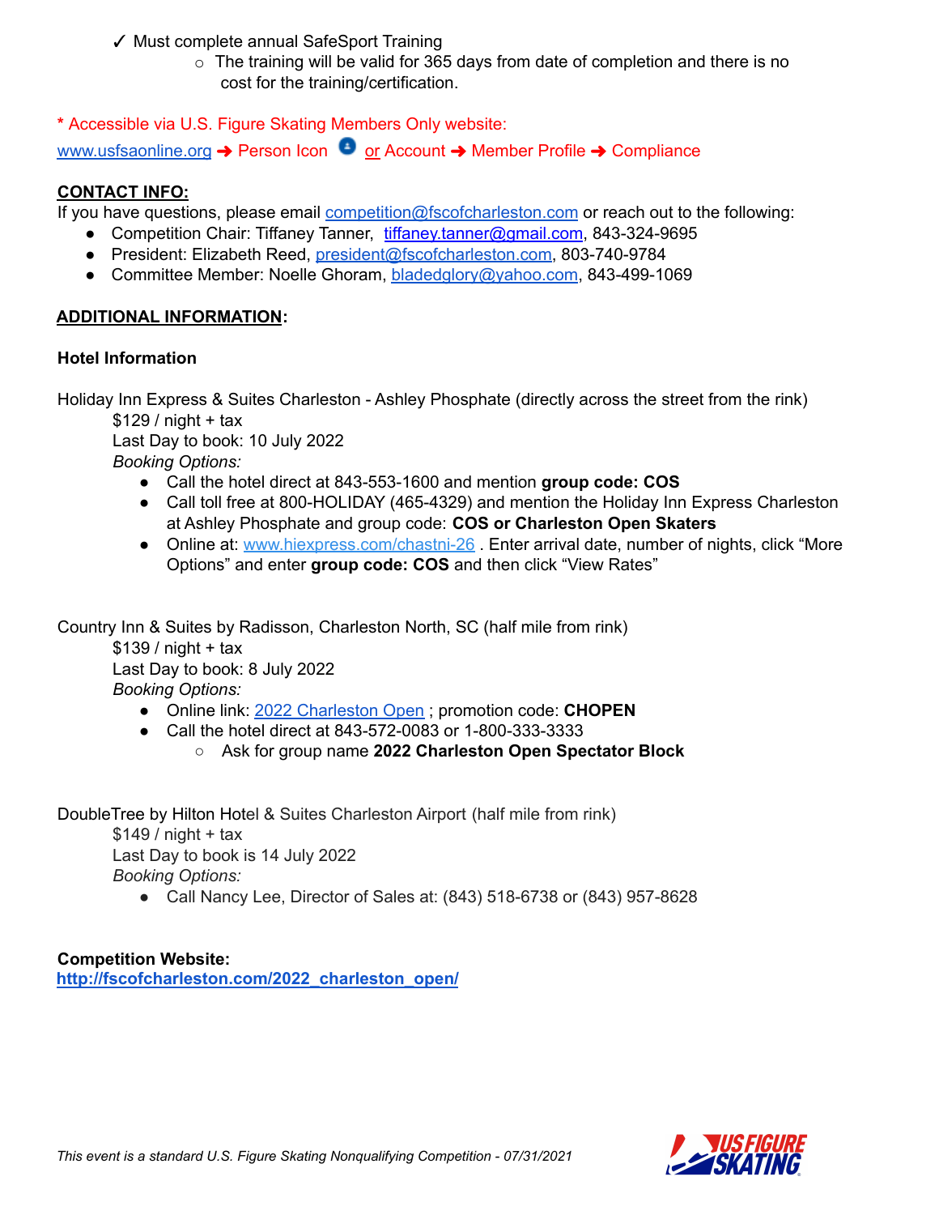✓ Must complete annual SafeSport Training
  - The training will be valid for 365 days from date of completion and there is no cost for the training/certification.

* Accessible via U.S. Figure Skating Members Only website:
www.usfsaonline.org ➔ Person Icon or Account ➔ Member Profile ➔ Compliance

## CONTACT INFO:

If you have questions, please email competition@fscofcharleston.com or reach out to the following:

- Competition Chair: Tiffaney Tanner, tiffaney.tanner@gmail.com, 843-324-9695
- President: Elizabeth Reed, president@fscofcharleston.com, 803-740-9784
- Committee Member: Noelle Ghoram, bladedglory@yahoo.com, 843-499-1069

## ADDITIONAL INFORMATION:

### Hotel Information

Holiday Inn Express & Suites Charleston - Ashley Phosphate (directly across the street from the rink)
$129 / night + tax
Last Day to book: 10 July 2022
*Booking Options:*

- Call the hotel direct at 843-553-1600 and mention **group code: COS**
- Call toll free at 800-HOLIDAY (465-4329) and mention the Holiday Inn Express Charleston at Ashley Phosphate and group code: **COS or Charleston Open Skaters**
- Online at: www.hiexpress.com/chastni-26 . Enter arrival date, number of nights, click "More Options" and enter **group code: COS** and then click "View Rates"

Country Inn & Suites by Radisson, Charleston North, SC (half mile from rink)
$139 / night + tax
Last Day to book: 8 July 2022
*Booking Options:*

- Online link: 2022 Charleston Open ; promotion code: **CHOPEN**
- Call the hotel direct at 843-572-0083 or 1-800-333-3333
  - Ask for group name **2022 Charleston Open Spectator Block**

DoubleTree by Hilton Hotel & Suites Charleston Airport (half mile from rink)
$149 / night + tax
Last Day to book is 14 July 2022
*Booking Options:*

- Call Nancy Lee, Director of Sales at: (843) 518-6738 or (843) 957-8628

**Competition Website:**
**http://fscofcharleston.com/2022_charleston_open/**

*This event is a standard U.S. Figure Skating Nonqualifying Competition - 07/31/2021*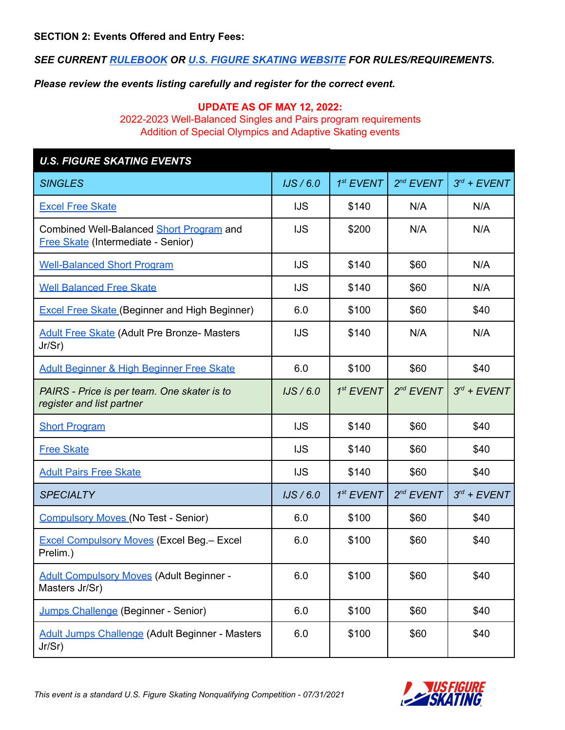**SECTION 2: Events Offered and Entry Fees:**

***SEE CURRENT RULEBOOK OR U.S. FIGURE SKATING WEBSITE FOR RULES/REQUIREMENTS.***

***Please review the events listing carefully and register for the correct event.***

**UPDATE AS OF MAY 12, 2022:**
2022-2023 Well-Balanced Singles and Pairs program requirements
Addition of Special Olympics and Adaptive Skating events

| *U.S. FIGURE SKATING EVENTS* | | | | |
|---|---|---|---|---|
| *SINGLES* | *IJS / 6.0* | *1st EVENT* | *2nd EVENT* | *3rd + EVENT* |
| Excel Free Skate | IJS | $140 | N/A | N/A |
| Combined Well-Balanced Short Program and Free Skate (Intermediate - Senior) | IJS | $200 | N/A | N/A |
| Well-Balanced Short Program | IJS | $140 | $60 | N/A |
| Well Balanced Free Skate | IJS | $140 | $60 | N/A |
| Excel Free Skate (Beginner and High Beginner) | 6.0 | $100 | $60 | $40 |
| Adult Free Skate (Adult Pre Bronze- Masters Jr/Sr) | IJS | $140 | N/A | N/A |
| Adult Beginner & High Beginner Free Skate | 6.0 | $100 | $60 | $40 |
| *PAIRS - Price is per team. One skater is to register and list partner* | *IJS / 6.0* | *1st EVENT* | *2nd EVENT* | *3rd + EVENT* |
| Short Program | IJS | $140 | $60 | $40 |
| Free Skate | IJS | $140 | $60 | $40 |
| Adult Pairs Free Skate | IJS | $140 | $60 | $40 |
| *SPECIALTY* | *IJS / 6.0* | *1st EVENT* | *2nd EVENT* | *3rd + EVENT* |
| Compulsory Moves (No Test - Senior) | 6.0 | $100 | $60 | $40 |
| Excel Compulsory Moves (Excel Beg.– Excel Prelim.) | 6.0 | $100 | $60 | $40 |
| Adult Compulsory Moves (Adult Beginner - Masters Jr/Sr) | 6.0 | $100 | $60 | $40 |
| Jumps Challenge (Beginner - Senior) | 6.0 | $100 | $60 | $40 |
| Adult Jumps Challenge (Adult Beginner - Masters Jr/Sr) | 6.0 | $100 | $60 | $40 |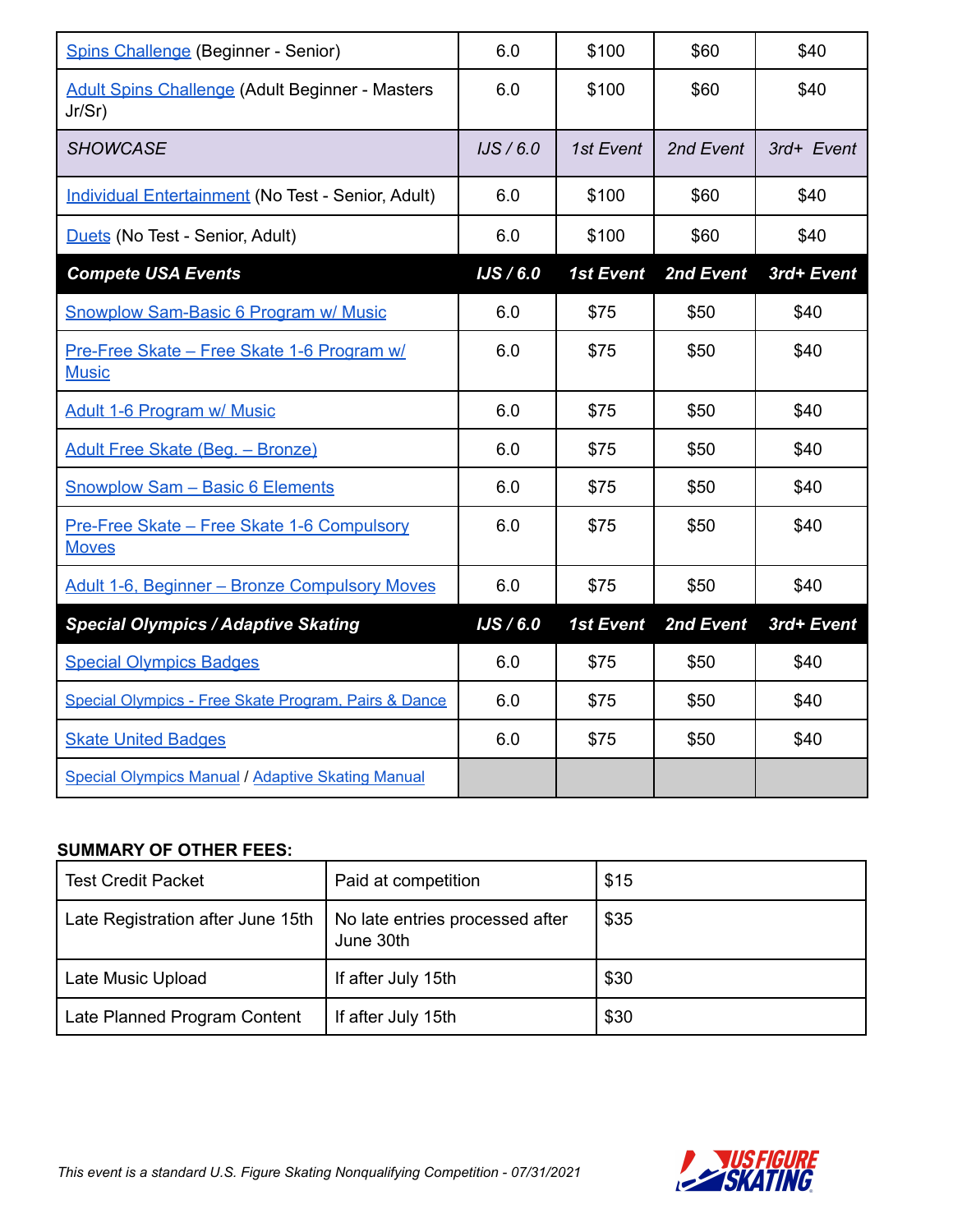| | | | | |
|---|---|---|---|---|
| Spins Challenge (Beginner - Senior) | 6.0 | $100 | $60 | $40 |
| Adult Spins Challenge (Adult Beginner - Masters Jr/Sr) | 6.0 | $100 | $60 | $40 |
| *SHOWCASE* | *IJS / 6.0* | *1st Event* | *2nd Event* | *3rd+ Event* |
| Individual Entertainment (No Test - Senior, Adult) | 6.0 | $100 | $60 | $40 |
| Duets (No Test - Senior, Adult) | 6.0 | $100 | $60 | $40 |
| ***Compete USA Events*** | ***IJS / 6.0*** | ***1st Event*** | ***2nd Event*** | ***3rd+ Event*** |
| Snowplow Sam-Basic 6 Program w/ Music | 6.0 | $75 | $50 | $40 |
| Pre-Free Skate – Free Skate 1-6 Program w/ Music | 6.0 | $75 | $50 | $40 |
| Adult 1-6 Program w/ Music | 6.0 | $75 | $50 | $40 |
| Adult Free Skate (Beg. – Bronze) | 6.0 | $75 | $50 | $40 |
| Snowplow Sam – Basic 6 Elements | 6.0 | $75 | $50 | $40 |
| Pre-Free Skate – Free Skate 1-6 Compulsory Moves | 6.0 | $75 | $50 | $40 |
| Adult 1-6, Beginner – Bronze Compulsory Moves | 6.0 | $75 | $50 | $40 |
| ***Special Olympics / Adaptive Skating*** | ***IJS / 6.0*** | ***1st Event*** | ***2nd Event*** | ***3rd+ Event*** |
| Special Olympics Badges | 6.0 | $75 | $50 | $40 |
| Special Olympics - Free Skate Program, Pairs & Dance | 6.0 | $75 | $50 | $40 |
| Skate United Badges | 6.0 | $75 | $50 | $40 |
| Special Olympics Manual / Adaptive Skating Manual | | | | |

**SUMMARY OF OTHER FEES:**

| | | |
|---|---|---|
| Test Credit Packet | Paid at competition | $15 |
| Late Registration after June 15th | No late entries processed after June 30th | $35 |
| Late Music Upload | If after July 15th | $30 |
| Late Planned Program Content | If after July 15th | $30 |

*This event is a standard U.S. Figure Skating Nonqualifying Competition - 07/31/2021*